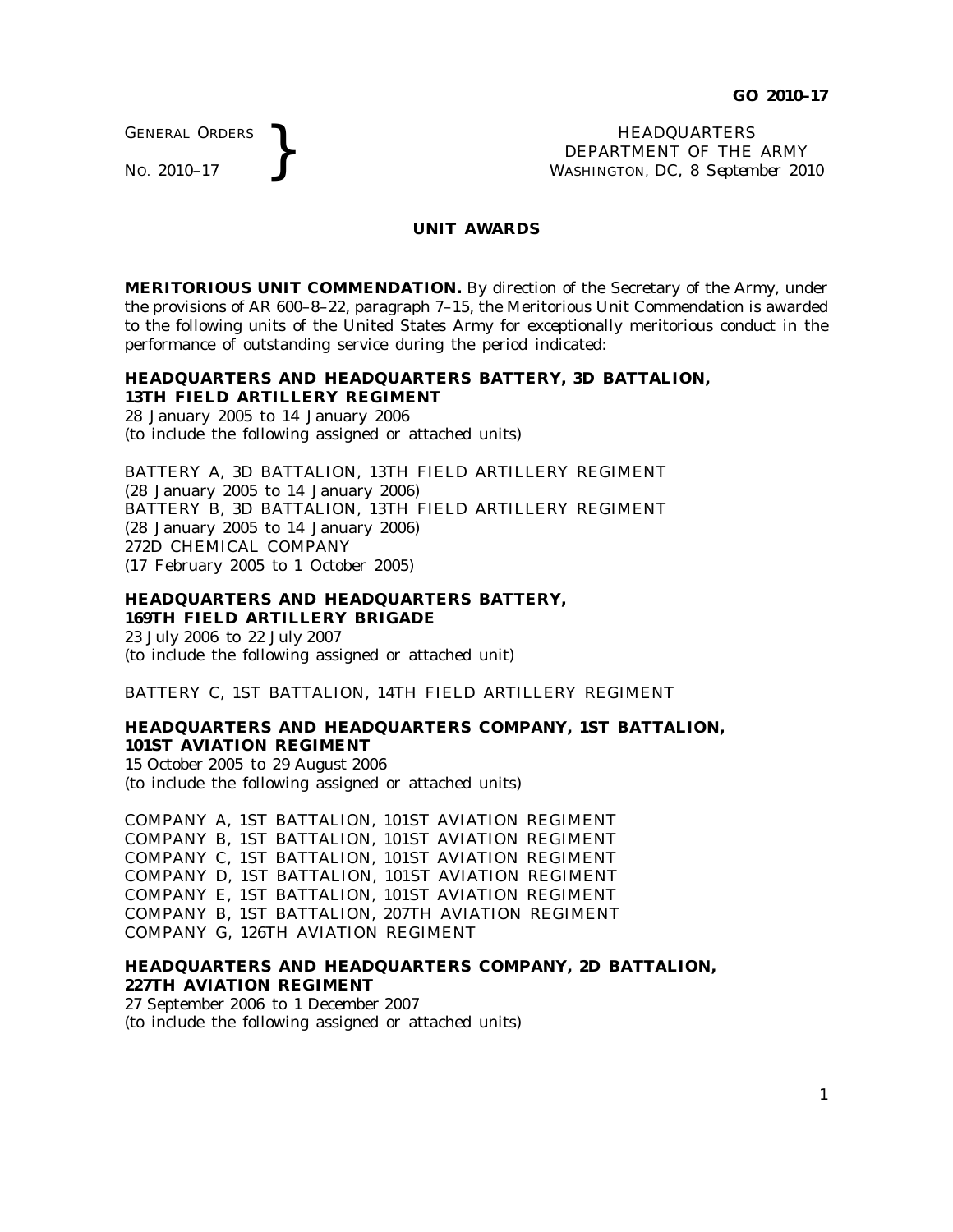GENERAL ORDERS
NO. 2010–17

HEADQUARTERS
DEPARTMENT OF THE ARMY
WASHINGTON, DC, *8 September 2010*

## UNIT AWARDS

**MERITORIOUS UNIT COMMENDATION.** By direction of the Secretary of the Army, under the provisions of AR 600–8–22, paragraph 7–15, the Meritorious Unit Commendation is awarded to the following units of the United States Army for exceptionally meritorious conduct in the performance of outstanding service during the period indicated:

**HEADQUARTERS AND HEADQUARTERS BATTERY, 3D BATTALION, 13TH FIELD ARTILLERY REGIMENT**
28 January 2005 to 14 January 2006
(to include the following assigned or attached units)

BATTERY A, 3D BATTALION, 13TH FIELD ARTILLERY REGIMENT
(28 January 2005 to 14 January 2006)
BATTERY B, 3D BATTALION, 13TH FIELD ARTILLERY REGIMENT
(28 January 2005 to 14 January 2006)
272D CHEMICAL COMPANY
(17 February 2005 to 1 October 2005)

**HEADQUARTERS AND HEADQUARTERS BATTERY, 169TH FIELD ARTILLERY BRIGADE**
23 July 2006 to 22 July 2007
(to include the following assigned or attached unit)

BATTERY C, 1ST BATTALION, 14TH FIELD ARTILLERY REGIMENT

**HEADQUARTERS AND HEADQUARTERS COMPANY, 1ST BATTALION, 101ST AVIATION REGIMENT**
15 October 2005 to 29 August 2006
(to include the following assigned or attached units)

COMPANY A, 1ST BATTALION, 101ST AVIATION REGIMENT
COMPANY B, 1ST BATTALION, 101ST AVIATION REGIMENT
COMPANY C, 1ST BATTALION, 101ST AVIATION REGIMENT
COMPANY D, 1ST BATTALION, 101ST AVIATION REGIMENT
COMPANY E, 1ST BATTALION, 101ST AVIATION REGIMENT
COMPANY B, 1ST BATTALION, 207TH AVIATION REGIMENT
COMPANY G, 126TH AVIATION REGIMENT

**HEADQUARTERS AND HEADQUARTERS COMPANY, 2D BATTALION, 227TH AVIATION REGIMENT**
27 September 2006 to 1 December 2007
(to include the following assigned or attached units)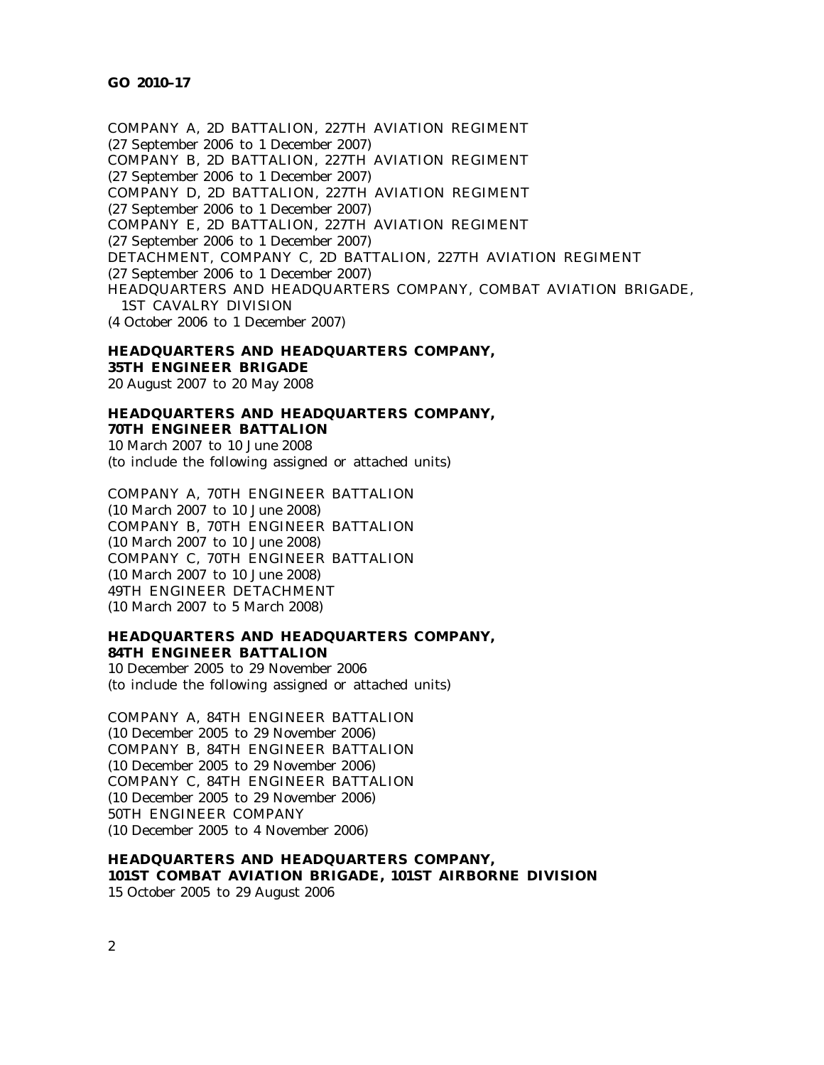COMPANY A, 2D BATTALION, 227TH AVIATION REGIMENT
(27 September 2006 to 1 December 2007)
COMPANY B, 2D BATTALION, 227TH AVIATION REGIMENT
(27 September 2006 to 1 December 2007)
COMPANY D, 2D BATTALION, 227TH AVIATION REGIMENT
(27 September 2006 to 1 December 2007)
COMPANY E, 2D BATTALION, 227TH AVIATION REGIMENT
(27 September 2006 to 1 December 2007)
DETACHMENT, COMPANY C, 2D BATTALION, 227TH AVIATION REGIMENT
(27 September 2006 to 1 December 2007)
HEADQUARTERS AND HEADQUARTERS COMPANY, COMBAT AVIATION BRIGADE,
1ST CAVALRY DIVISION
(4 October 2006 to 1 December 2007)

**HEADQUARTERS AND HEADQUARTERS COMPANY,**
**35TH ENGINEER BRIGADE**
20 August 2007 to 20 May 2008

**HEADQUARTERS AND HEADQUARTERS COMPANY,**
**70TH ENGINEER BATTALION**
10 March 2007 to 10 June 2008
(to include the following assigned or attached units)

COMPANY A, 70TH ENGINEER BATTALION
(10 March 2007 to 10 June 2008)
COMPANY B, 70TH ENGINEER BATTALION
(10 March 2007 to 10 June 2008)
COMPANY C, 70TH ENGINEER BATTALION
(10 March 2007 to 10 June 2008)
49TH ENGINEER DETACHMENT
(10 March 2007 to 5 March 2008)

**HEADQUARTERS AND HEADQUARTERS COMPANY,**
**84TH ENGINEER BATTALION**
10 December 2005 to 29 November 2006
(to include the following assigned or attached units)

COMPANY A, 84TH ENGINEER BATTALION
(10 December 2005 to 29 November 2006)
COMPANY B, 84TH ENGINEER BATTALION
(10 December 2005 to 29 November 2006)
COMPANY C, 84TH ENGINEER BATTALION
(10 December 2005 to 29 November 2006)
50TH ENGINEER COMPANY
(10 December 2005 to 4 November 2006)

**HEADQUARTERS AND HEADQUARTERS COMPANY,**
**101ST COMBAT AVIATION BRIGADE, 101ST AIRBORNE DIVISION**
15 October 2005 to 29 August 2006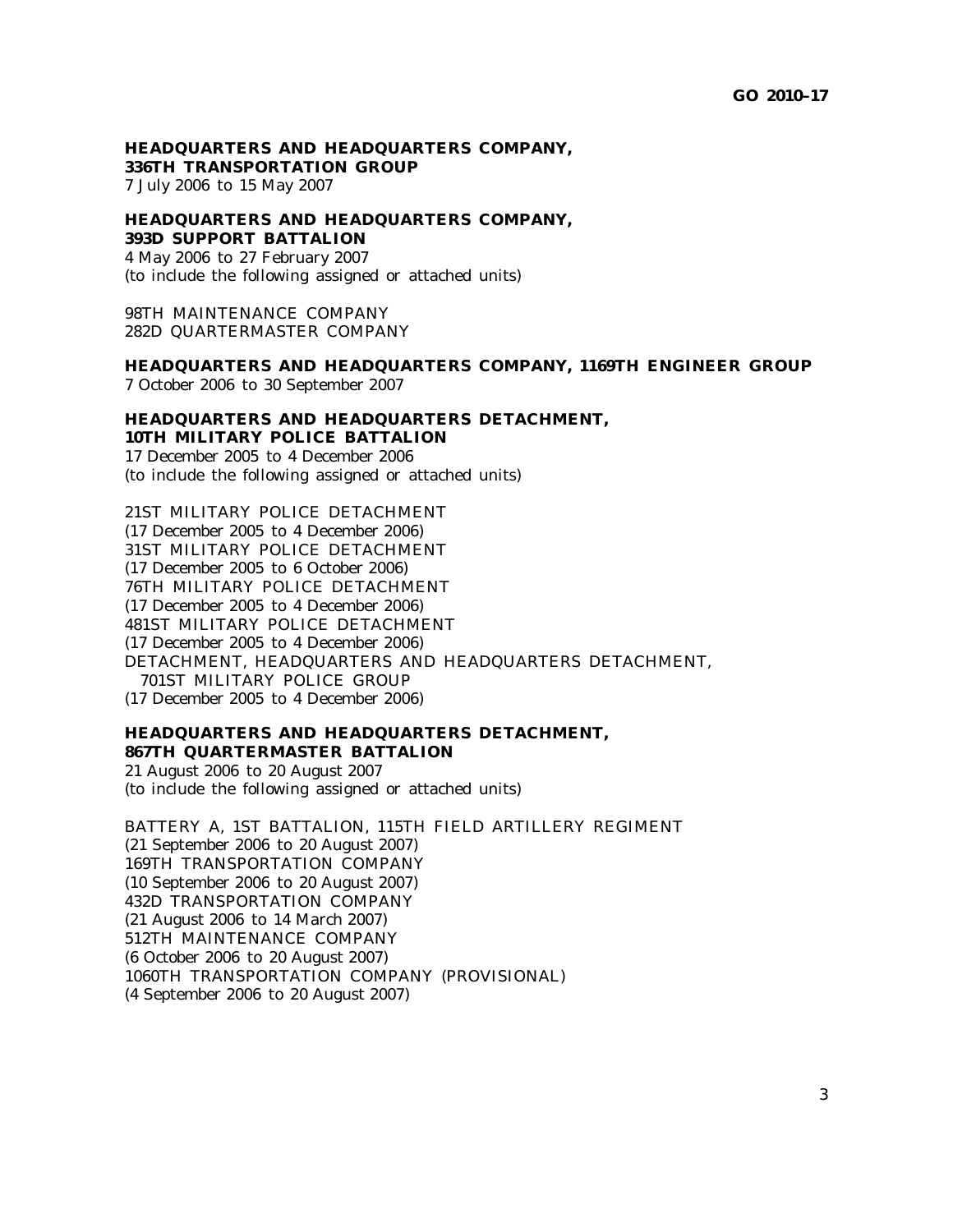**HEADQUARTERS AND HEADQUARTERS COMPANY, 336TH TRANSPORTATION GROUP**
7 July 2006 to 15 May 2007

**HEADQUARTERS AND HEADQUARTERS COMPANY, 393D SUPPORT BATTALION**
4 May 2006 to 27 February 2007
(to include the following assigned or attached units)

98TH MAINTENANCE COMPANY
282D QUARTERMASTER COMPANY

**HEADQUARTERS AND HEADQUARTERS COMPANY, 1169TH ENGINEER GROUP**
7 October 2006 to 30 September 2007

**HEADQUARTERS AND HEADQUARTERS DETACHMENT, 10TH MILITARY POLICE BATTALION**
17 December 2005 to 4 December 2006
(to include the following assigned or attached units)

21ST MILITARY POLICE DETACHMENT
(17 December 2005 to 4 December 2006)
31ST MILITARY POLICE DETACHMENT
(17 December 2005 to 6 October 2006)
76TH MILITARY POLICE DETACHMENT
(17 December 2005 to 4 December 2006)
481ST MILITARY POLICE DETACHMENT
(17 December 2005 to 4 December 2006)
DETACHMENT, HEADQUARTERS AND HEADQUARTERS DETACHMENT, 701ST MILITARY POLICE GROUP
(17 December 2005 to 4 December 2006)

**HEADQUARTERS AND HEADQUARTERS DETACHMENT, 867TH QUARTERMASTER BATTALION**
21 August 2006 to 20 August 2007
(to include the following assigned or attached units)

BATTERY A, 1ST BATTALION, 115TH FIELD ARTILLERY REGIMENT
(21 September 2006 to 20 August 2007)
169TH TRANSPORTATION COMPANY
(10 September 2006 to 20 August 2007)
432D TRANSPORTATION COMPANY
(21 August 2006 to 14 March 2007)
512TH MAINTENANCE COMPANY
(6 October 2006 to 20 August 2007)
1060TH TRANSPORTATION COMPANY (PROVISIONAL)
(4 September 2006 to 20 August 2007)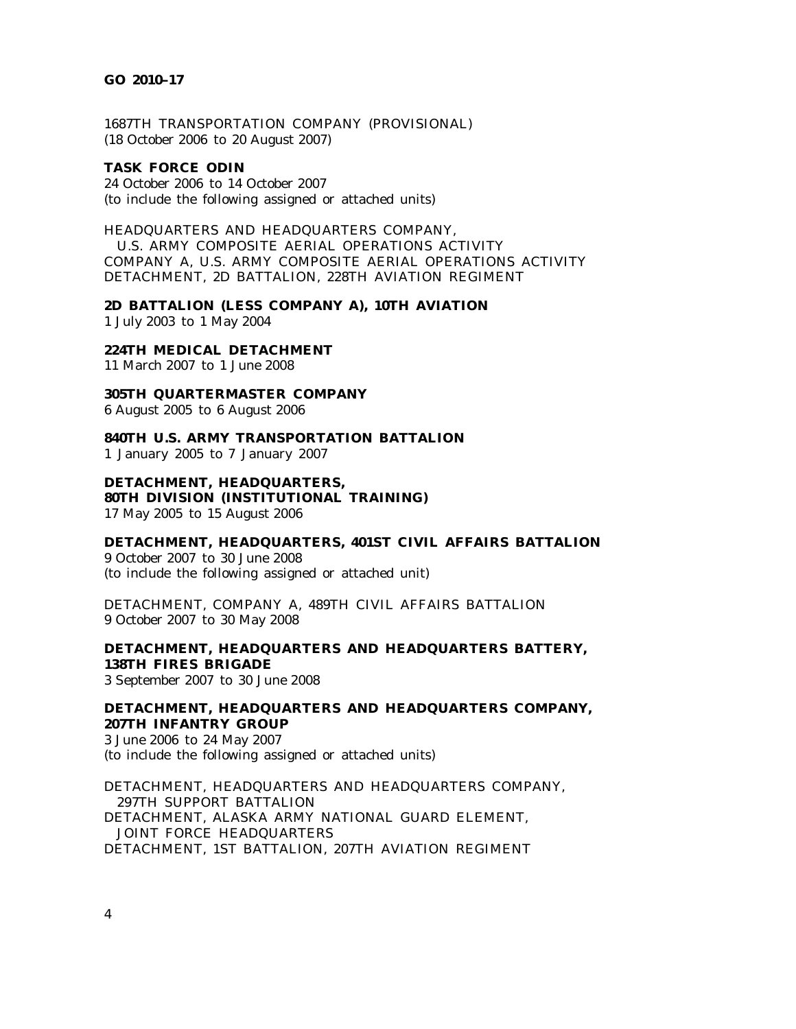1687TH TRANSPORTATION COMPANY (PROVISIONAL)
(18 October 2006 to 20 August 2007)

**TASK FORCE ODIN**
24 October 2006 to 14 October 2007
(to include the following assigned or attached units)

HEADQUARTERS AND HEADQUARTERS COMPANY,
U.S. ARMY COMPOSITE AERIAL OPERATIONS ACTIVITY
COMPANY A, U.S. ARMY COMPOSITE AERIAL OPERATIONS ACTIVITY
DETACHMENT, 2D BATTALION, 228TH AVIATION REGIMENT

**2D BATTALION (LESS COMPANY A), 10TH AVIATION**
1 July 2003 to 1 May 2004

**224TH MEDICAL DETACHMENT**
11 March 2007 to 1 June 2008

**305TH QUARTERMASTER COMPANY**
6 August 2005 to 6 August 2006

**840TH U.S. ARMY TRANSPORTATION BATTALION**
1 January 2005 to 7 January 2007

**DETACHMENT, HEADQUARTERS,**
**80TH DIVISION (INSTITUTIONAL TRAINING)**
17 May 2005 to 15 August 2006

**DETACHMENT, HEADQUARTERS, 401ST CIVIL AFFAIRS BATTALION**
9 October 2007 to 30 June 2008
(to include the following assigned or attached unit)

DETACHMENT, COMPANY A, 489TH CIVIL AFFAIRS BATTALION
9 October 2007 to 30 May 2008

**DETACHMENT, HEADQUARTERS AND HEADQUARTERS BATTERY,**
**138TH FIRES BRIGADE**
3 September 2007 to 30 June 2008

**DETACHMENT, HEADQUARTERS AND HEADQUARTERS COMPANY,**
**207TH INFANTRY GROUP**
3 June 2006 to 24 May 2007
(to include the following assigned or attached units)

DETACHMENT, HEADQUARTERS AND HEADQUARTERS COMPANY,
297TH SUPPORT BATTALION
DETACHMENT, ALASKA ARMY NATIONAL GUARD ELEMENT,
JOINT FORCE HEADQUARTERS
DETACHMENT, 1ST BATTALION, 207TH AVIATION REGIMENT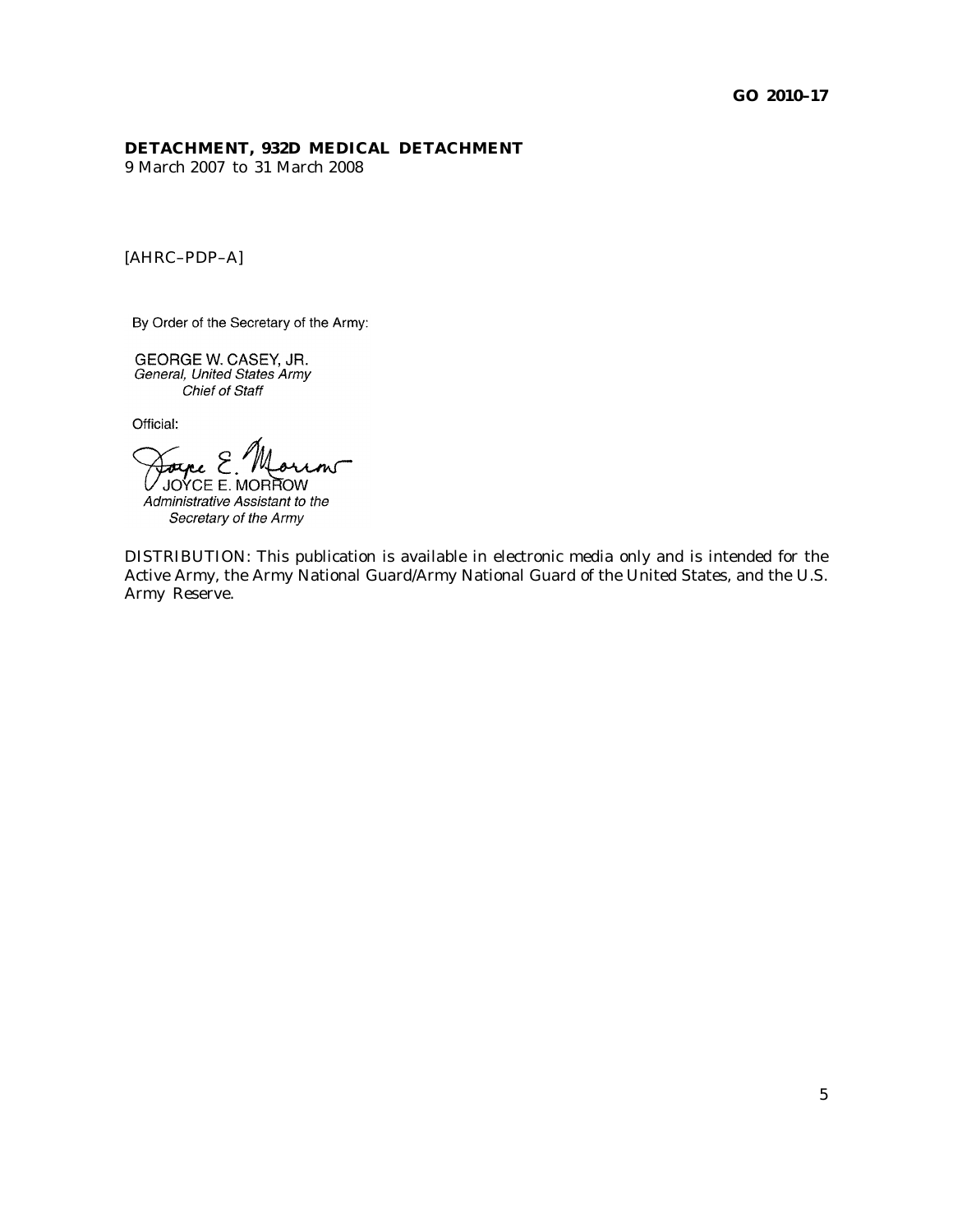GO 2010–17

**DETACHMENT, 932D MEDICAL DETACHMENT**
9 March 2007 to 31 March 2008

[AHRC–PDP–A]

By Order of the Secretary of the Army:

GEORGE W. CASEY, JR.
*General, United States Army*
*Chief of Staff*

Official:

JOYCE E. MORROW
*Administrative Assistant to the*
*Secretary of the Army*

DISTRIBUTION: This publication is available in electronic media only and is intended for the Active Army, the Army National Guard/Army National Guard of the United States, and the U.S. Army Reserve.